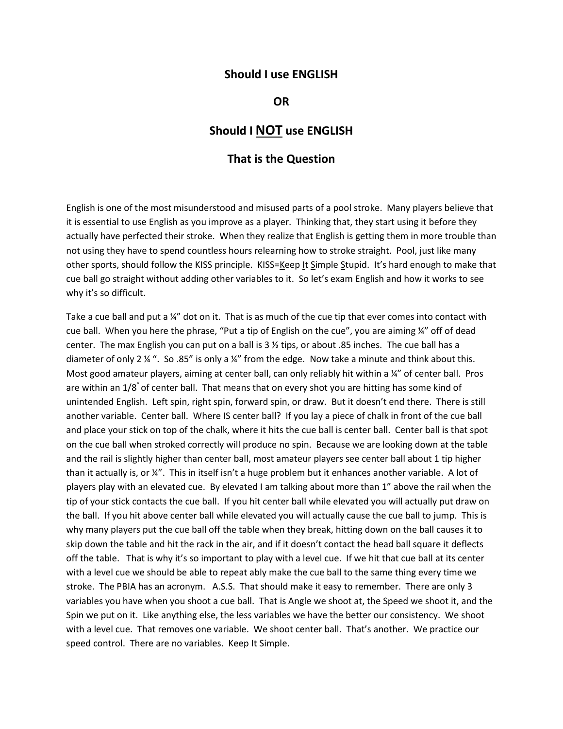## Should I use ENGLISH

## OR

## Should I <u>NOT</u> use ENGLISH

## That is the Question

English is one of the most misunderstood and misused parts of a pool stroke. Many players believe that it is essential to use English as you improve as a player. Thinking that, they start using it before they actually have perfected their stroke. When they realize that English is getting them in more trouble than not using they have to spend countless hours relearning how to stroke straight. Pool, just like many other sports, should follow the KISS principle. KISS=<u>K</u>eep <u>I</u>t <u>S</u>imple <u>S</u>tupid. It's hard enough to make that cue ball go straight without adding other variables to it. So let's exam English and how it works to see why it's so difficult.

Take a cue ball and put a ¼" dot on it. That is as much of the cue tip that ever comes into contact with cue ball. When you here the phrase, "Put a tip of English on the cue", you are aiming ¼" off of dead center. The max English you can put on a ball is 3 ½ tips, or about .85 inches. The cue ball has a diameter of only 2 ¼ ". So .85" is only a ¼" from the edge. Now take a minute and think about this. Most good amateur players, aiming at center ball, can only reliably hit within a ¼" of center ball. Pros are within an 1/8" of center ball. That means that on every shot you are hitting has some kind of unintended English. Left spin, right spin, forward spin, or draw. But it doesn't end there. There is still another variable. Center ball. Where IS center ball? If you lay a piece of chalk in front of the cue ball and place your stick on top of the chalk, where it hits the cue ball is center ball. Center ball is that spot on the cue ball when stroked correctly will produce no spin. Because we are looking down at the table and the rail is slightly higher than center ball, most amateur players see center ball about 1 tip higher than it actually is, or ¼". This in itself isn't a huge problem but it enhances another variable. A lot of players play with an elevated cue. By elevated I am talking about more than 1" above the rail when the tip of your stick contacts the cue ball. If you hit center ball while elevated you will actually put draw on the ball. If you hit above center ball while elevated you will actually cause the cue ball to jump. This is why many players put the cue ball off the table when they break, hitting down on the ball causes it to skip down the table and hit the rack in the air, and if it doesn't contact the head ball square it deflects off the table. That is why it's so important to play with a level cue. If we hit that cue ball at its center with a level cue we should be able to repeat ably make the cue ball to the same thing every time we stroke. The PBIA has an acronym. A.S.S. That should make it easy to remember. There are only 3 variables you have when you shoot a cue ball. That is Angle we shoot at, the Speed we shoot it, and the Spin we put on it. Like anything else, the less variables we have the better our consistency. We shoot with a level cue. That removes one variable. We shoot center ball. That's another. We practice our speed control. There are no variables. Keep It Simple.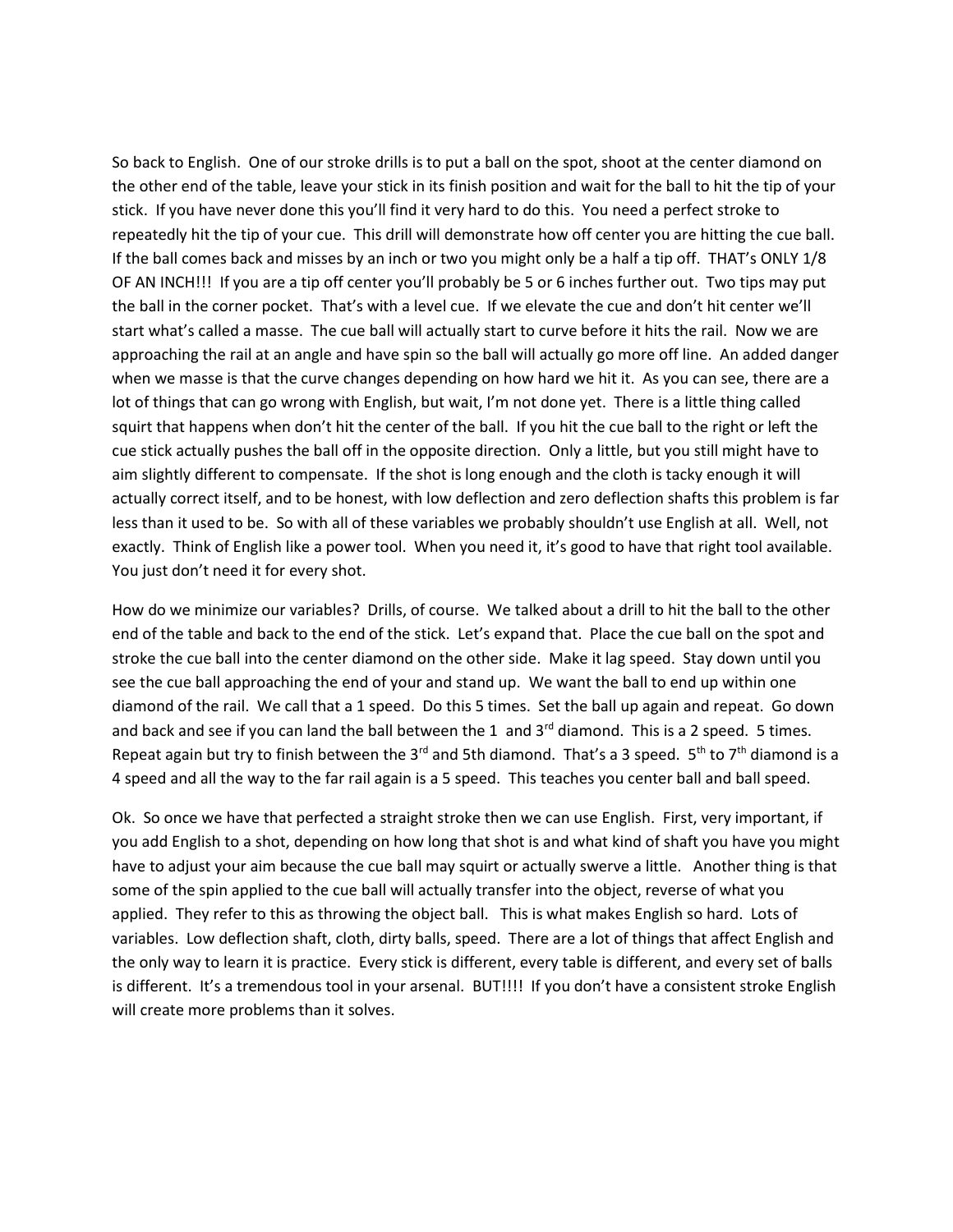So back to English. One of our stroke drills is to put a ball on the spot, shoot at the center diamond on the other end of the table, leave your stick in its finish position and wait for the ball to hit the tip of your stick. If you have never done this you'll find it very hard to do this. You need a perfect stroke to repeatedly hit the tip of your cue. This drill will demonstrate how off center you are hitting the cue ball. If the ball comes back and misses by an inch or two you might only be a half a tip off. THAT's ONLY 1/8 OF AN INCH!!! If you are a tip off center you'll probably be 5 or 6 inches further out. Two tips may put the ball in the corner pocket. That's with a level cue. If we elevate the cue and don't hit center we'll start what's called a masse. The cue ball will actually start to curve before it hits the rail. Now we are approaching the rail at an angle and have spin so the ball will actually go more off line. An added danger when we masse is that the curve changes depending on how hard we hit it. As you can see, there are a lot of things that can go wrong with English, but wait, I'm not done yet. There is a little thing called squirt that happens when don't hit the center of the ball. If you hit the cue ball to the right or left the cue stick actually pushes the ball off in the opposite direction. Only a little, but you still might have to aim slightly different to compensate. If the shot is long enough and the cloth is tacky enough it will actually correct itself, and to be honest, with low deflection and zero deflection shafts this problem is far less than it used to be. So with all of these variables we probably shouldn't use English at all. Well, not exactly. Think of English like a power tool. When you need it, it's good to have that right tool available. You just don't need it for every shot.

How do we minimize our variables? Drills, of course. We talked about a drill to hit the ball to the other end of the table and back to the end of the stick. Let's expand that. Place the cue ball on the spot and stroke the cue ball into the center diamond on the other side. Make it lag speed. Stay down until you see the cue ball approaching the end of your and stand up. We want the ball to end up within one diamond of the rail. We call that a 1 speed. Do this 5 times. Set the ball up again and repeat. Go down and back and see if you can land the ball between the 1 and 3rd diamond. This is a 2 speed. 5 times. Repeat again but try to finish between the 3rd and 5th diamond. That's a 3 speed. 5th to 7th diamond is a 4 speed and all the way to the far rail again is a 5 speed. This teaches you center ball and ball speed.

Ok. So once we have that perfected a straight stroke then we can use English. First, very important, if you add English to a shot, depending on how long that shot is and what kind of shaft you have you might have to adjust your aim because the cue ball may squirt or actually swerve a little. Another thing is that some of the spin applied to the cue ball will actually transfer into the object, reverse of what you applied. They refer to this as throwing the object ball. This is what makes English so hard. Lots of variables. Low deflection shaft, cloth, dirty balls, speed. There are a lot of things that affect English and the only way to learn it is practice. Every stick is different, every table is different, and every set of balls is different. It's a tremendous tool in your arsenal. BUT!!!! If you don't have a consistent stroke English will create more problems than it solves.